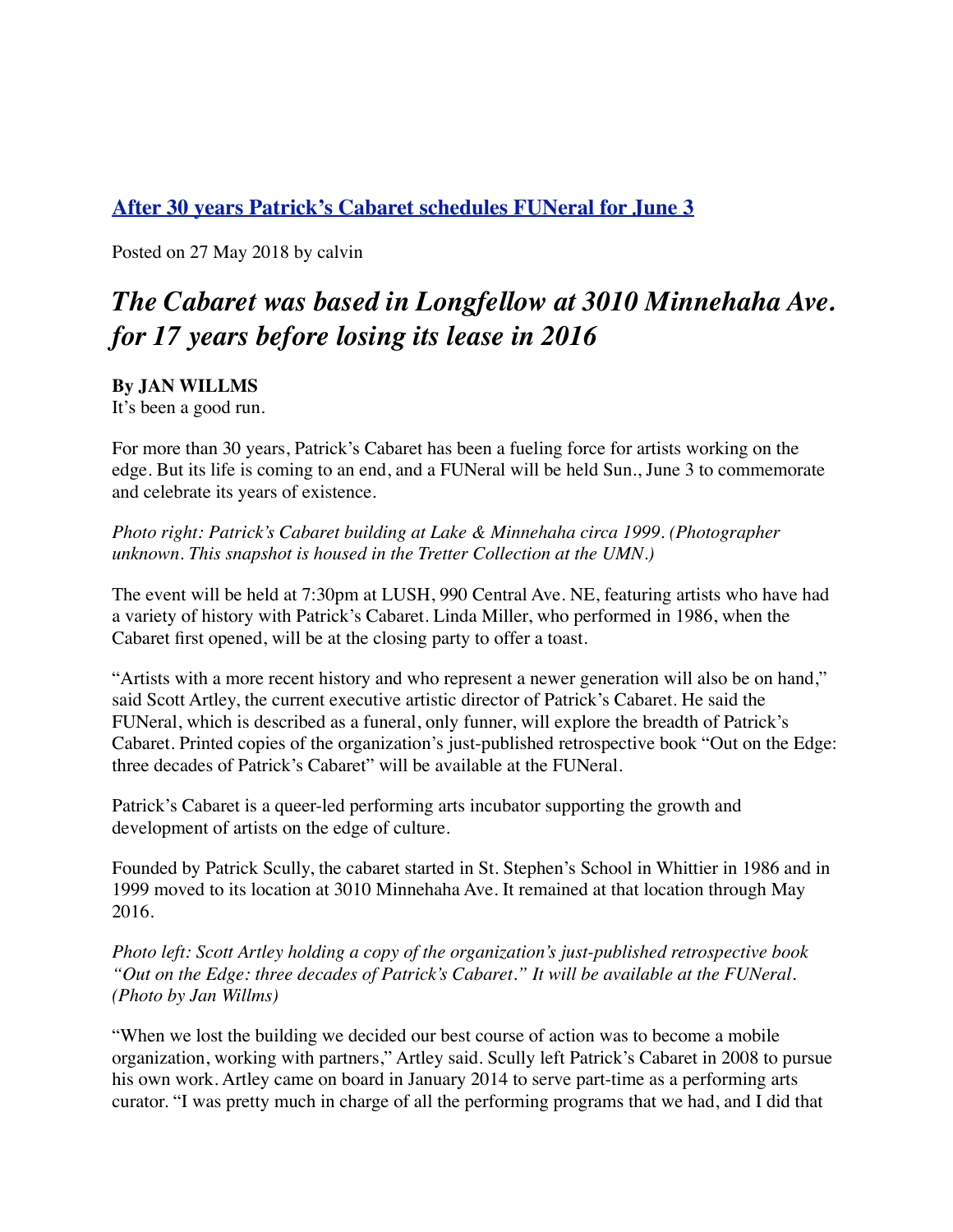## [After 30 years Patrick's Cabaret schedules FUNeral for June 3]

Posted on 27 May 2018 by calvin

# *The Cabaret was based in Longfellow at 3010 Minnehaha Ave. for 17 years before losing its lease in 2016*

**By JAN WILLMS**
It's been a good run.

For more than 30 years, Patrick's Cabaret has been a fueling force for artists working on the edge. But its life is coming to an end, and a FUNeral will be held Sun., June 3 to commemorate and celebrate its years of existence.

*Photo right: Patrick's Cabaret building at Lake & Minnehaha circa 1999. (Photographer unknown. This snapshot is housed in the Tretter Collection at the UMN.)*

The event will be held at 7:30pm at LUSH, 990 Central Ave. NE, featuring artists who have had a variety of history with Patrick's Cabaret. Linda Miller, who performed in 1986, when the Cabaret first opened, will be at the closing party to offer a toast.

"Artists with a more recent history and who represent a newer generation will also be on hand," said Scott Artley, the current executive artistic director of Patrick's Cabaret. He said the FUNeral, which is described as a funeral, only funner, will explore the breadth of Patrick's Cabaret. Printed copies of the organization's just-published retrospective book "Out on the Edge: three decades of Patrick's Cabaret" will be available at the FUNeral.

Patrick's Cabaret is a queer-led performing arts incubator supporting the growth and development of artists on the edge of culture.

Founded by Patrick Scully, the cabaret started in St. Stephen's School in Whittier in 1986 and in 1999 moved to its location at 3010 Minnehaha Ave. It remained at that location through May 2016.

*Photo left: Scott Artley holding a copy of the organization's just-published retrospective book "Out on the Edge: three decades of Patrick's Cabaret." It will be available at the FUNeral. (Photo by Jan Willms)*

"When we lost the building we decided our best course of action was to become a mobile organization, working with partners," Artley said. Scully left Patrick's Cabaret in 2008 to pursue his own work. Artley came on board in January 2014 to serve part-time as a performing arts curator. "I was pretty much in charge of all the performing programs that we had, and I did that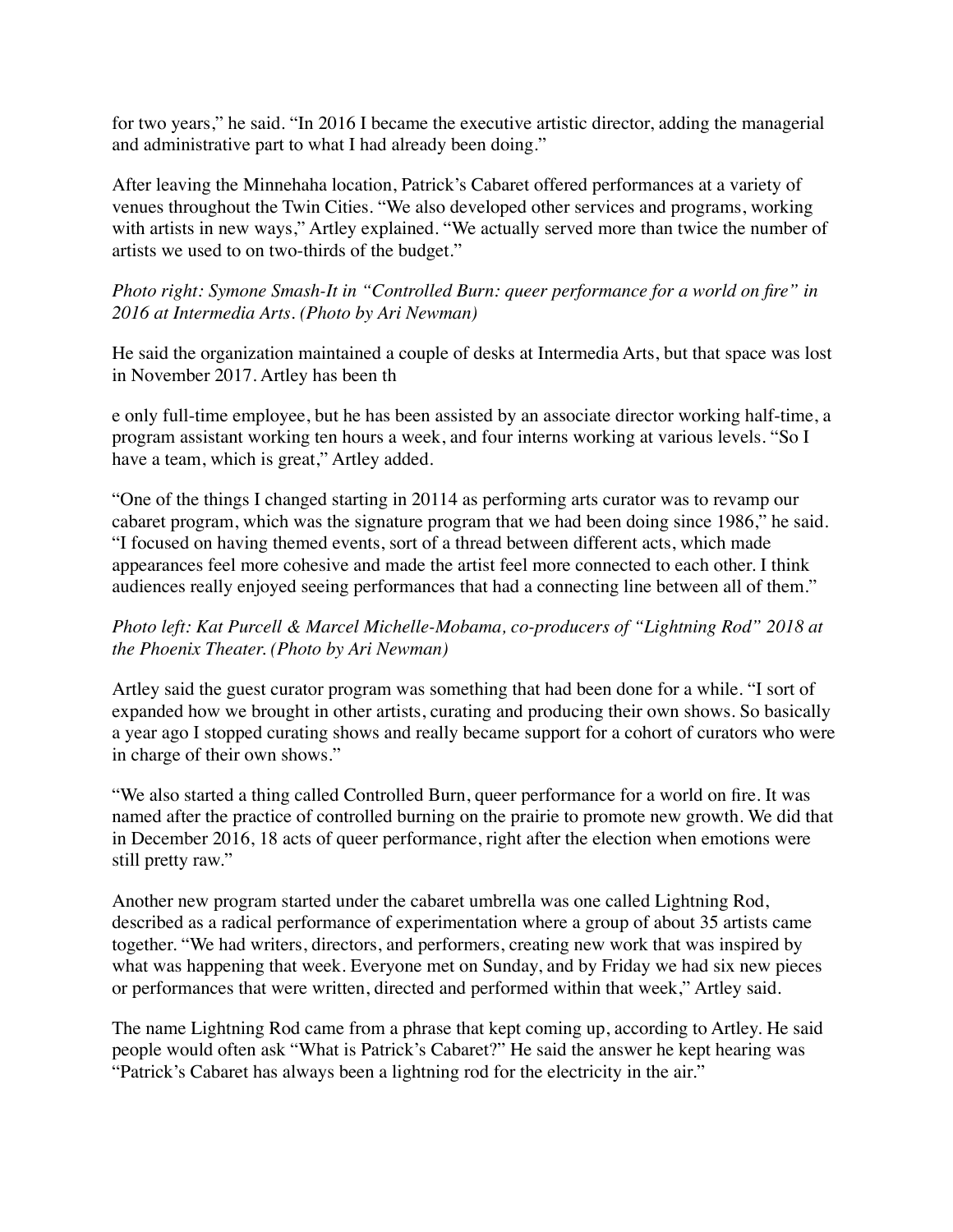for two years," he said. "In 2016 I became the executive artistic director, adding the managerial and administrative part to what I had already been doing."

After leaving the Minnehaha location, Patrick's Cabaret offered performances at a variety of venues throughout the Twin Cities. "We also developed other services and programs, working with artists in new ways," Artley explained. "We actually served more than twice the number of artists we used to on two-thirds of the budget."

*Photo right: Symone Smash-It in "Controlled Burn: queer performance for a world on fire" in 2016 at Intermedia Arts. (Photo by Ari Newman)*

He said the organization maintained a couple of desks at Intermedia Arts, but that space was lost in November 2017. Artley has been th

e only full-time employee, but he has been assisted by an associate director working half-time, a program assistant working ten hours a week, and four interns working at various levels. "So I have a team, which is great," Artley added.

"One of the things I changed starting in 20114 as performing arts curator was to revamp our cabaret program, which was the signature program that we had been doing since 1986," he said. "I focused on having themed events, sort of a thread between different acts, which made appearances feel more cohesive and made the artist feel more connected to each other. I think audiences really enjoyed seeing performances that had a connecting line between all of them."

*Photo left: Kat Purcell & Marcel Michelle-Mobama, co-producers of "Lightning Rod" 2018 at the Phoenix Theater. (Photo by Ari Newman)*

Artley said the guest curator program was something that had been done for a while. "I sort of expanded how we brought in other artists, curating and producing their own shows. So basically a year ago I stopped curating shows and really became support for a cohort of curators who were in charge of their own shows."

"We also started a thing called Controlled Burn, queer performance for a world on fire. It was named after the practice of controlled burning on the prairie to promote new growth. We did that in December 2016, 18 acts of queer performance, right after the election when emotions were still pretty raw."

Another new program started under the cabaret umbrella was one called Lightning Rod, described as a radical performance of experimentation where a group of about 35 artists came together. "We had writers, directors, and performers, creating new work that was inspired by what was happening that week. Everyone met on Sunday, and by Friday we had six new pieces or performances that were written, directed and performed within that week," Artley said.

The name Lightning Rod came from a phrase that kept coming up, according to Artley. He said people would often ask "What is Patrick's Cabaret?" He said the answer he kept hearing was "Patrick's Cabaret has always been a lightning rod for the electricity in the air."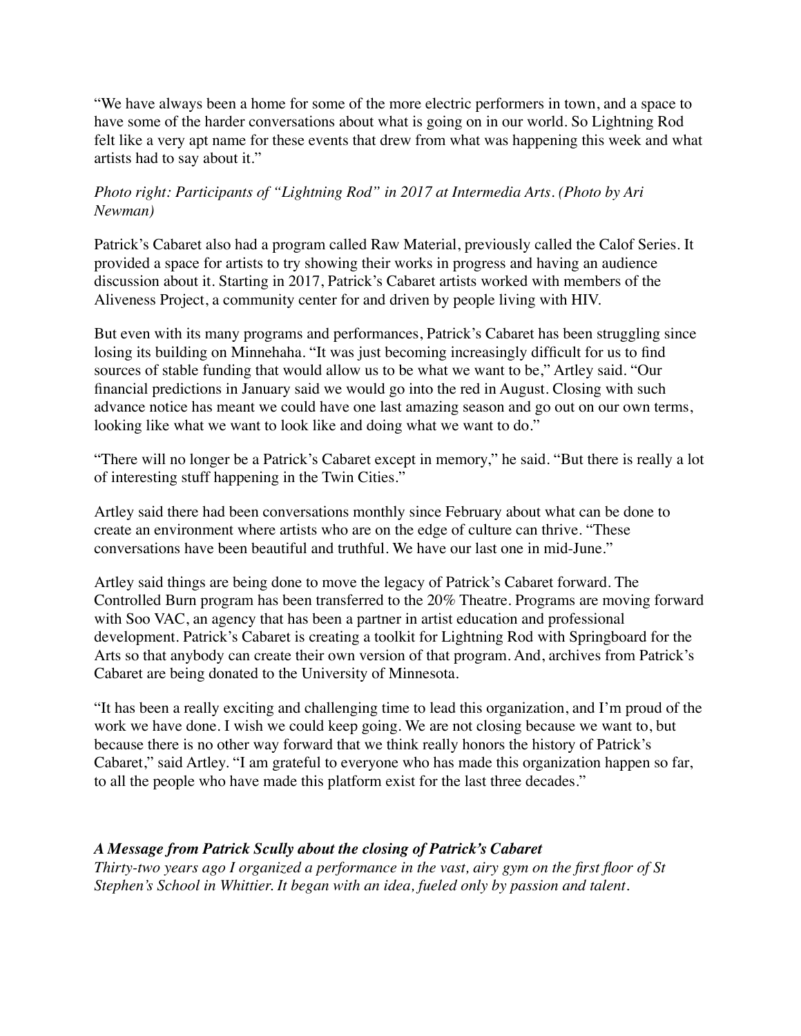"We have always been a home for some of the more electric performers in town, and a space to have some of the harder conversations about what is going on in our world. So Lightning Rod felt like a very apt name for these events that drew from what was happening this week and what artists had to say about it."

*Photo right: Participants of "Lightning Rod" in 2017 at Intermedia Arts. (Photo by Ari Newman)*

Patrick's Cabaret also had a program called Raw Material, previously called the Calof Series. It provided a space for artists to try showing their works in progress and having an audience discussion about it. Starting in 2017, Patrick's Cabaret artists worked with members of the Aliveness Project, a community center for and driven by people living with HIV.

But even with its many programs and performances, Patrick's Cabaret has been struggling since losing its building on Minnehaha. "It was just becoming increasingly difficult for us to find sources of stable funding that would allow us to be what we want to be," Artley said. "Our financial predictions in January said we would go into the red in August. Closing with such advance notice has meant we could have one last amazing season and go out on our own terms, looking like what we want to look like and doing what we want to do."

"There will no longer be a Patrick's Cabaret except in memory," he said. "But there is really a lot of interesting stuff happening in the Twin Cities."

Artley said there had been conversations monthly since February about what can be done to create an environment where artists who are on the edge of culture can thrive. "These conversations have been beautiful and truthful. We have our last one in mid-June."

Artley said things are being done to move the legacy of Patrick's Cabaret forward. The Controlled Burn program has been transferred to the 20% Theatre. Programs are moving forward with Soo VAC, an agency that has been a partner in artist education and professional development. Patrick's Cabaret is creating a toolkit for Lightning Rod with Springboard for the Arts so that anybody can create their own version of that program. And, archives from Patrick's Cabaret are being donated to the University of Minnesota.

"It has been a really exciting and challenging time to lead this organization, and I'm proud of the work we have done. I wish we could keep going. We are not closing because we want to, but because there is no other way forward that we think really honors the history of Patrick's Cabaret," said Artley. "I am grateful to everyone who has made this organization happen so far, to all the people who have made this platform exist for the last three decades."

***A Message from Patrick Scully about the closing of Patrick's Cabaret***

*Thirty-two years ago I organized a performance in the vast, airy gym on the first floor of St Stephen's School in Whittier. It began with an idea, fueled only by passion and talent.*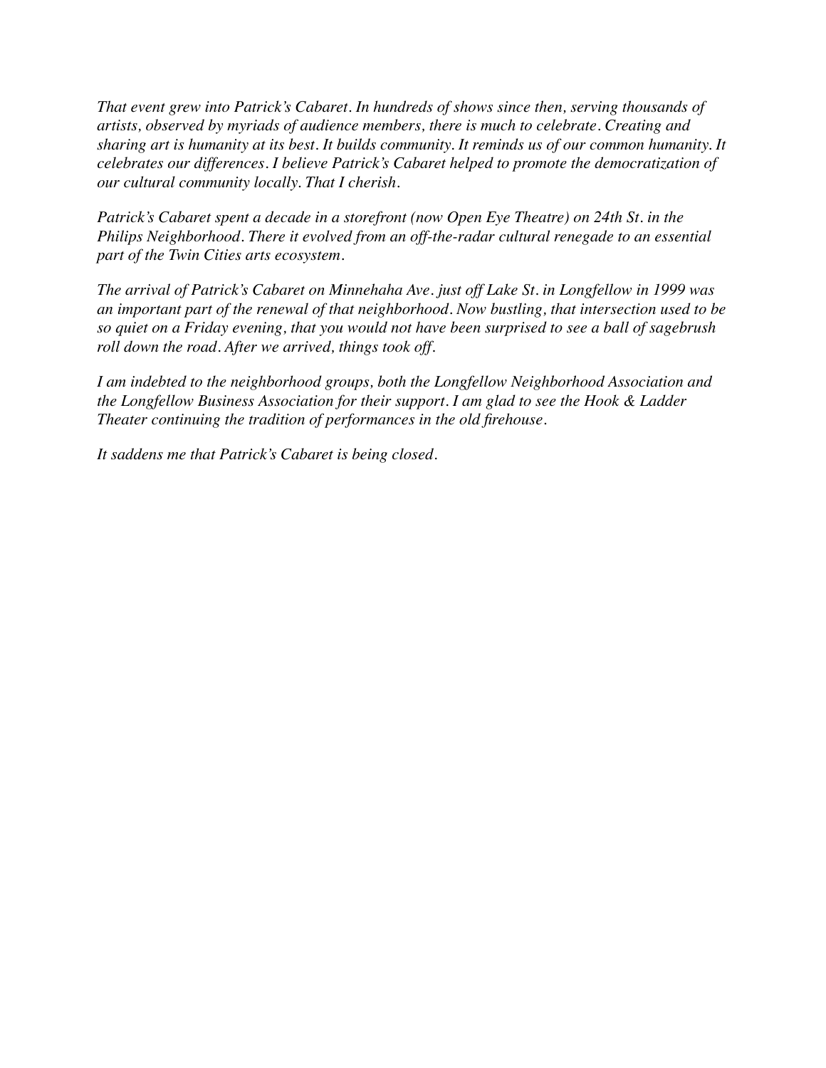*That event grew into Patrick's Cabaret. In hundreds of shows since then, serving thousands of artists, observed by myriads of audience members, there is much to celebrate. Creating and sharing art is humanity at its best. It builds community. It reminds us of our common humanity. It celebrates our differences. I believe Patrick's Cabaret helped to promote the democratization of our cultural community locally. That I cherish.*

*Patrick's Cabaret spent a decade in a storefront (now Open Eye Theatre) on 24th St. in the Philips Neighborhood. There it evolved from an off-the-radar cultural renegade to an essential part of the Twin Cities arts ecosystem.*

*The arrival of Patrick's Cabaret on Minnehaha Ave. just off Lake St. in Longfellow in 1999 was an important part of the renewal of that neighborhood. Now bustling, that intersection used to be so quiet on a Friday evening, that you would not have been surprised to see a ball of sagebrush roll down the road. After we arrived, things took off.*

*I am indebted to the neighborhood groups, both the Longfellow Neighborhood Association and the Longfellow Business Association for their support. I am glad to see the Hook & Ladder Theater continuing the tradition of performances in the old firehouse.*

*It saddens me that Patrick's Cabaret is being closed.*